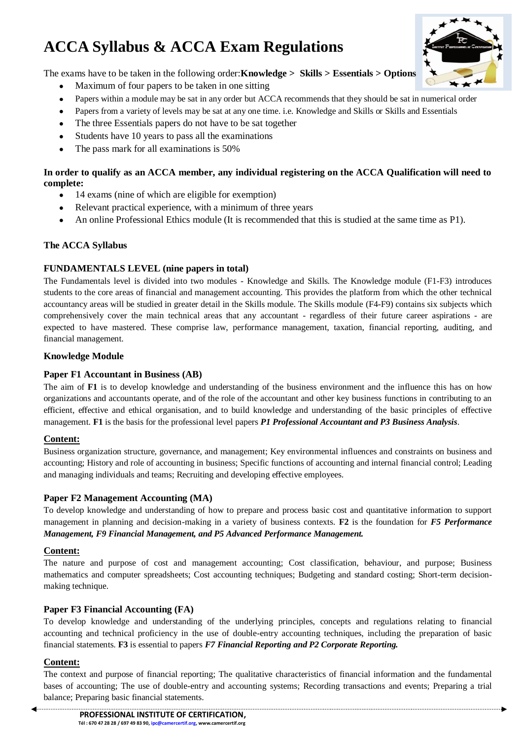# ACCA Syllabus & ACCA Exam Regulations

The exams have to be taken in the following order:**Knowledge > Skills > Essentials > Options**

- Maximum of four papers to be taken in one sitting
- Papers within a module may be sat in any order but ACCA recommends that they should be sat in numerical order
- Papers from a variety of levels may be sat at any one time. i.e. Knowledge and Skills or Skills and Essentials
- The three Essentials papers do not have to be sat together
- Students have 10 years to pass all the examinations
- The pass mark for all examinations is 50%

**In order to qualify as an ACCA member, any individual registering on the ACCA Qualification will need to complete:**

- 14 exams (nine of which are eligible for exemption)
- Relevant practical experience, with a minimum of three years
- An online Professional Ethics module (It is recommended that this is studied at the same time as P1).

**The ACCA Syllabus**

**FUNDAMENTALS LEVEL (nine papers in total)**

The Fundamentals level is divided into two modules - Knowledge and Skills. The Knowledge module (F1-F3) introduces students to the core areas of financial and management accounting. This provides the platform from which the other technical accountancy areas will be studied in greater detail in the Skills module. The Skills module (F4-F9) contains six subjects which comprehensively cover the main technical areas that any accountant - regardless of their future career aspirations - are expected to have mastered. These comprise law, performance management, taxation, financial reporting, auditing, and financial management.

**Knowledge Module**

**Paper F1 Accountant in Business (AB)**

The aim of **F1** is to develop knowledge and understanding of the business environment and the influence this has on how organizations and accountants operate, and of the role of the accountant and other key business functions in contributing to an efficient, effective and ethical organisation, and to build knowledge and understanding of the basic principles of effective management. **F1** is the basis for the professional level papers ***P1 Professional Accountant and P3 Business Analysis***.

**Content:**

Business organization structure, governance, and management; Key environmental influences and constraints on business and accounting; History and role of accounting in business; Specific functions of accounting and internal financial control; Leading and managing individuals and teams; Recruiting and developing effective employees.

**Paper F2 Management Accounting (MA)**

To develop knowledge and understanding of how to prepare and process basic cost and quantitative information to support management in planning and decision-making in a variety of business contexts. **F2** is the foundation for ***F5 Performance Management, F9 Financial Management, and P5 Advanced Performance Management.***

**Content:**

The nature and purpose of cost and management accounting; Cost classification, behaviour, and purpose; Business mathematics and computer spreadsheets; Cost accounting techniques; Budgeting and standard costing; Short-term decision-making technique.

**Paper F3 Financial Accounting (FA)**

To develop knowledge and understanding of the underlying principles, concepts and regulations relating to financial accounting and technical proficiency in the use of double-entry accounting techniques, including the preparation of basic financial statements. **F3** is essential to papers ***F7 Financial Reporting and P2 Corporate Reporting.***

**Content:**

The context and purpose of financial reporting; The qualitative characteristics of financial information and the fundamental bases of accounting; The use of double-entry and accounting systems; Recording transactions and events; Preparing a trial balance; Preparing basic financial statements.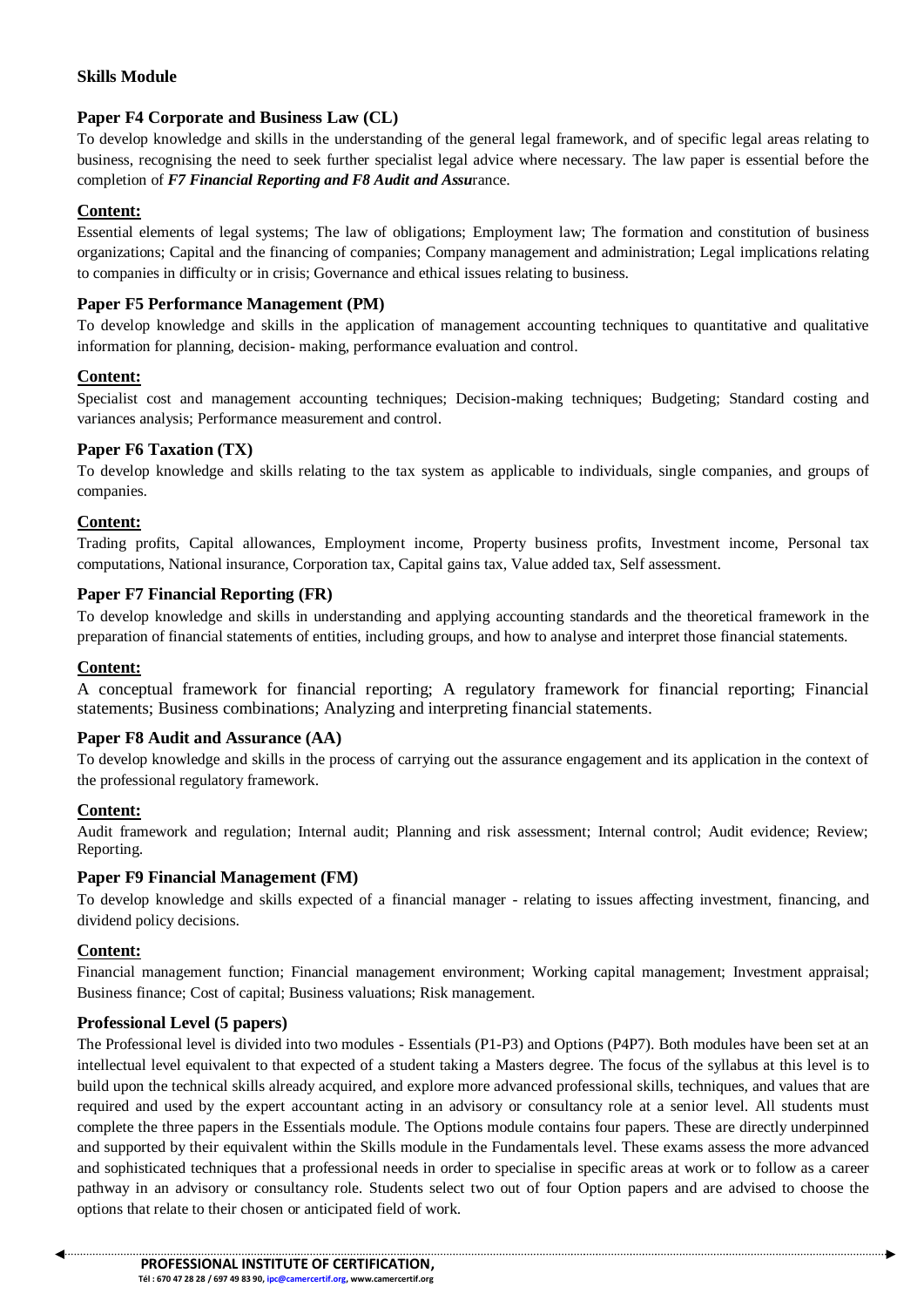**Skills Module**

**Paper F4 Corporate and Business Law (CL)**

To develop knowledge and skills in the understanding of the general legal framework, and of specific legal areas relating to business, recognising the need to seek further specialist legal advice where necessary. The law paper is essential before the completion of ***F7 Financial Reporting and F8 Audit and Assu***rance.

**Content:**

Essential elements of legal systems; The law of obligations; Employment law; The formation and constitution of business organizations; Capital and the financing of companies; Company management and administration; Legal implications relating to companies in difficulty or in crisis; Governance and ethical issues relating to business.

**Paper F5 Performance Management (PM)**

To develop knowledge and skills in the application of management accounting techniques to quantitative and qualitative information for planning, decision- making, performance evaluation and control.

**Content:**

Specialist cost and management accounting techniques; Decision-making techniques; Budgeting; Standard costing and variances analysis; Performance measurement and control.

**Paper F6 Taxation (TX)**

To develop knowledge and skills relating to the tax system as applicable to individuals, single companies, and groups of companies.

**Content:**

Trading profits, Capital allowances, Employment income, Property business profits, Investment income, Personal tax computations, National insurance, Corporation tax, Capital gains tax, Value added tax, Self assessment.

**Paper F7 Financial Reporting (FR)**

To develop knowledge and skills in understanding and applying accounting standards and the theoretical framework in the preparation of financial statements of entities, including groups, and how to analyse and interpret those financial statements.

**Content:**

A conceptual framework for financial reporting; A regulatory framework for financial reporting; Financial statements; Business combinations; Analyzing and interpreting financial statements.

**Paper F8 Audit and Assurance (AA)**

To develop knowledge and skills in the process of carrying out the assurance engagement and its application in the context of the professional regulatory framework.

**Content:**

Audit framework and regulation; Internal audit; Planning and risk assessment; Internal control; Audit evidence; Review; Reporting.

**Paper F9 Financial Management (FM)**

To develop knowledge and skills expected of a financial manager - relating to issues affecting investment, financing, and dividend policy decisions.

**Content:**

Financial management function; Financial management environment; Working capital management; Investment appraisal; Business finance; Cost of capital; Business valuations; Risk management.

**Professional Level (5 papers)**

The Professional level is divided into two modules - Essentials (P1-P3) and Options (P4P7). Both modules have been set at an intellectual level equivalent to that expected of a student taking a Masters degree. The focus of the syllabus at this level is to build upon the technical skills already acquired, and explore more advanced professional skills, techniques, and values that are required and used by the expert accountant acting in an advisory or consultancy role at a senior level. All students must complete the three papers in the Essentials module. The Options module contains four papers. These are directly underpinned and supported by their equivalent within the Skills module in the Fundamentals level. These exams assess the more advanced and sophisticated techniques that a professional needs in order to specialise in specific areas at work or to follow as a career pathway in an advisory or consultancy role. Students select two out of four Option papers and are advised to choose the options that relate to their chosen or anticipated field of work.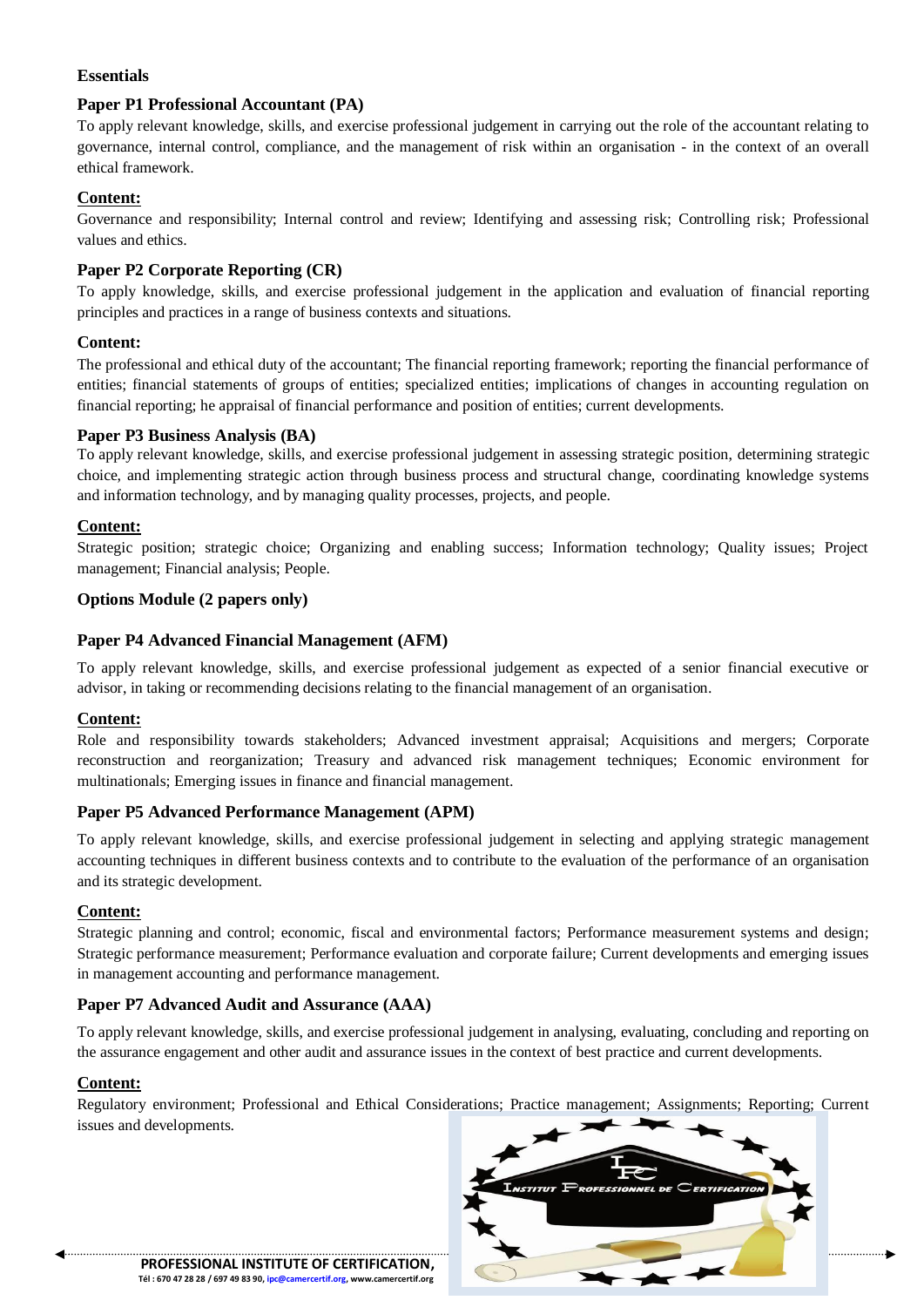**Essentials**

**Paper P1 Professional Accountant (PA)**

To apply relevant knowledge, skills, and exercise professional judgement in carrying out the role of the accountant relating to governance, internal control, compliance, and the management of risk within an organisation - in the context of an overall ethical framework.

**Content:**

Governance and responsibility; Internal control and review; Identifying and assessing risk; Controlling risk; Professional values and ethics.

**Paper P2 Corporate Reporting (CR)**

To apply knowledge, skills, and exercise professional judgement in the application and evaluation of financial reporting principles and practices in a range of business contexts and situations.

**Content:**

The professional and ethical duty of the accountant; The financial reporting framework; reporting the financial performance of entities; financial statements of groups of entities; specialized entities; implications of changes in accounting regulation on financial reporting; he appraisal of financial performance and position of entities; current developments.

**Paper P3 Business Analysis (BA)**

To apply relevant knowledge, skills, and exercise professional judgement in assessing strategic position, determining strategic choice, and implementing strategic action through business process and structural change, coordinating knowledge systems and information technology, and by managing quality processes, projects, and people.

**Content:**

Strategic position; strategic choice; Organizing and enabling success; Information technology; Quality issues; Project management; Financial analysis; People.

**Options Module (2 papers only)**

**Paper P4 Advanced Financial Management (AFM)**

To apply relevant knowledge, skills, and exercise professional judgement as expected of a senior financial executive or advisor, in taking or recommending decisions relating to the financial management of an organisation.

**Content:**

Role and responsibility towards stakeholders; Advanced investment appraisal; Acquisitions and mergers; Corporate reconstruction and reorganization; Treasury and advanced risk management techniques; Economic environment for multinationals; Emerging issues in finance and financial management.

**Paper P5 Advanced Performance Management (APM)**

To apply relevant knowledge, skills, and exercise professional judgement in selecting and applying strategic management accounting techniques in different business contexts and to contribute to the evaluation of the performance of an organisation and its strategic development.

**Content:**

Strategic planning and control; economic, fiscal and environmental factors; Performance measurement systems and design; Strategic performance measurement; Performance evaluation and corporate failure; Current developments and emerging issues in management accounting and performance management.

**Paper P7 Advanced Audit and Assurance (AAA)**

To apply relevant knowledge, skills, and exercise professional judgement in analysing, evaluating, concluding and reporting on the assurance engagement and other audit and assurance issues in the context of best practice and current developments.

**Content:**

Regulatory environment; Professional and Ethical Considerations; Practice management; Assignments; Reporting; Current issues and developments.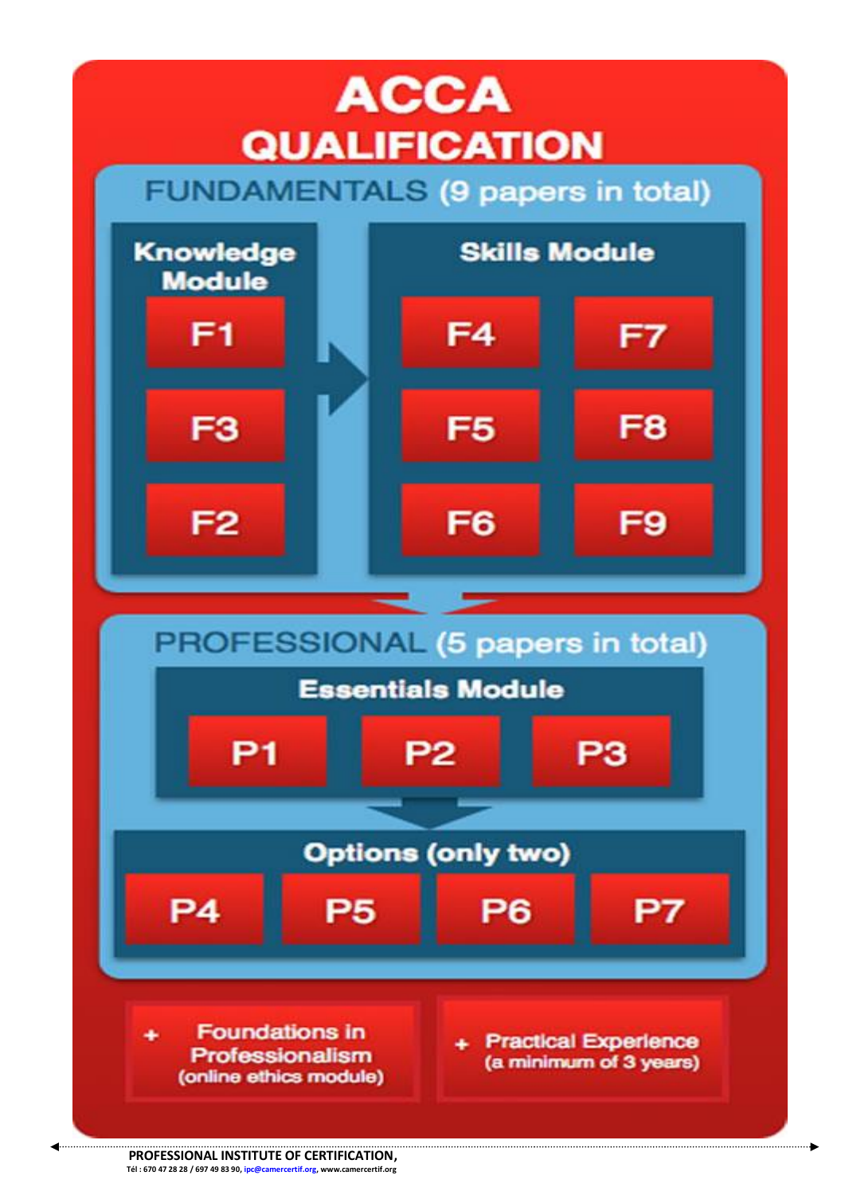# ACCA QUALIFICATION

## FUNDAMENTALS (9 papers in total)

**Knowledge Module**

F1

F3

F2

**Skills Module**

F4 F7

F5 F8

F6 F9

## PROFESSIONAL (5 papers in total)

**Essentials Module**

P1 P2 P3

**Options (only two)**

P4 P5 P6 P7

+ Foundations in Professionalism (online ethics module)

+ Practical Experience (a minimum of 3 years)